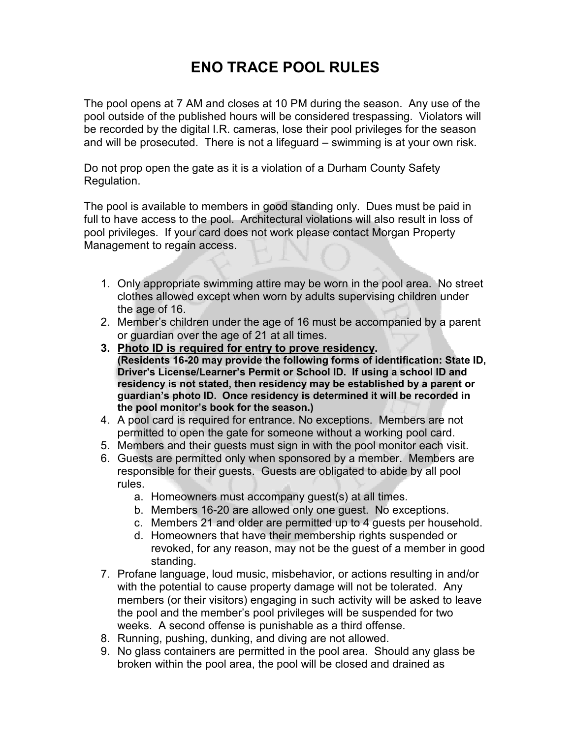# ENO TRACE POOL RULES

The pool opens at 7 AM and closes at 10 PM during the season. Any use of the pool outside of the published hours will be considered trespassing. Violators will be recorded by the digital I.R. cameras, lose their pool privileges for the season and will be prosecuted. There is not a lifeguard – swimming is at your own risk.

Do not prop open the gate as it is a violation of a Durham County Safety Regulation.

The pool is available to members in good standing only. Dues must be paid in full to have access to the pool. Architectural violations will also result in loss of pool privileges. If your card does not work please contact Morgan Property Management to regain access.

1. Only appropriate swimming attire may be worn in the pool area. No street clothes allowed except when worn by adults supervising children under the age of 16.
2. Member's children under the age of 16 must be accompanied by a parent or guardian over the age of 21 at all times.
3. **<u>Photo ID is required for entry to prove residency</u>.**
   **(Residents 16-20 may provide the following forms of identification: State ID, Driver's License/Learner's Permit or School ID. If using a school ID and residency is not stated, then residency may be established by a parent or guardian's photo ID. Once residency is determined it will be recorded in the pool monitor's book for the season.)**
4. A pool card is required for entrance. No exceptions. Members are not permitted to open the gate for someone without a working pool card.
5. Members and their guests must sign in with the pool monitor each visit.
6. Guests are permitted only when sponsored by a member. Members are responsible for their guests. Guests are obligated to abide by all pool rules.
   a. Homeowners must accompany guest(s) at all times.
   b. Members 16-20 are allowed only one guest. No exceptions.
   c. Members 21 and older are permitted up to 4 guests per household.
   d. Homeowners that have their membership rights suspended or revoked, for any reason, may not be the guest of a member in good standing.
7. Profane language, loud music, misbehavior, or actions resulting in and/or with the potential to cause property damage will not be tolerated. Any members (or their visitors) engaging in such activity will be asked to leave the pool and the member's pool privileges will be suspended for two weeks. A second offense is punishable as a third offense.
8. Running, pushing, dunking, and diving are not allowed.
9. No glass containers are permitted in the pool area. Should any glass be broken within the pool area, the pool will be closed and drained as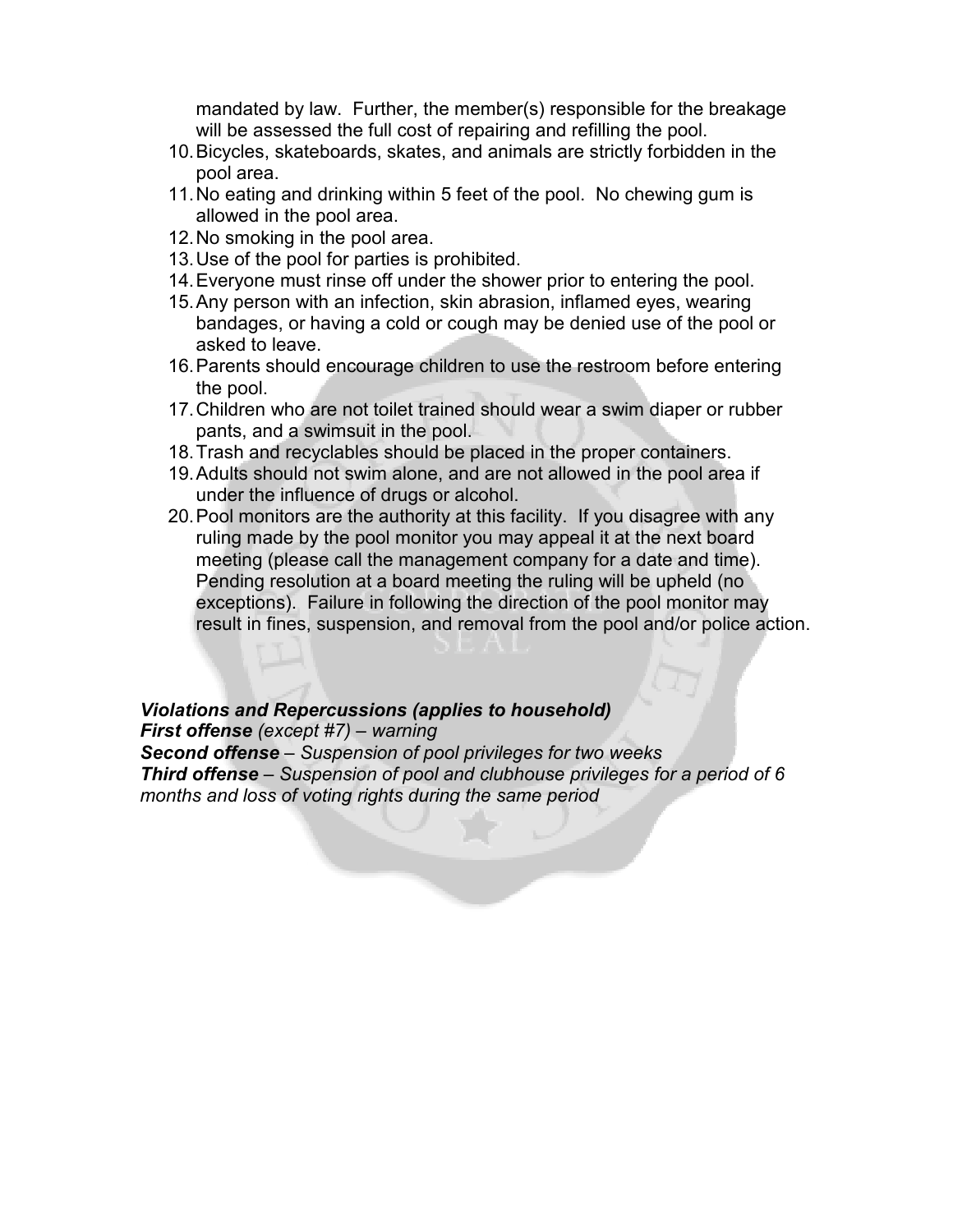mandated by law. Further, the member(s) responsible for the breakage will be assessed the full cost of repairing and refilling the pool.

10. Bicycles, skateboards, skates, and animals are strictly forbidden in the pool area.
11. No eating and drinking within 5 feet of the pool. No chewing gum is allowed in the pool area.
12. No smoking in the pool area.
13. Use of the pool for parties is prohibited.
14. Everyone must rinse off under the shower prior to entering the pool.
15. Any person with an infection, skin abrasion, inflamed eyes, wearing bandages, or having a cold or cough may be denied use of the pool or asked to leave.
16. Parents should encourage children to use the restroom before entering the pool.
17. Children who are not toilet trained should wear a swim diaper or rubber pants, and a swimsuit in the pool.
18. Trash and recyclables should be placed in the proper containers.
19. Adults should not swim alone, and are not allowed in the pool area if under the influence of drugs or alcohol.
20. Pool monitors are the authority at this facility. If you disagree with any ruling made by the pool monitor you may appeal it at the next board meeting (please call the management company for a date and time). Pending resolution at a board meeting the ruling will be upheld (no exceptions). Failure in following the direction of the pool monitor may result in fines, suspension, and removal from the pool and/or police action.

***Violations and Repercussions (applies to household)***
***First offense*** *(except #7) – warning*
***Second offense*** *– Suspension of pool privileges for two weeks*
***Third offense*** *– Suspension of pool and clubhouse privileges for a period of 6 months and loss of voting rights during the same period*